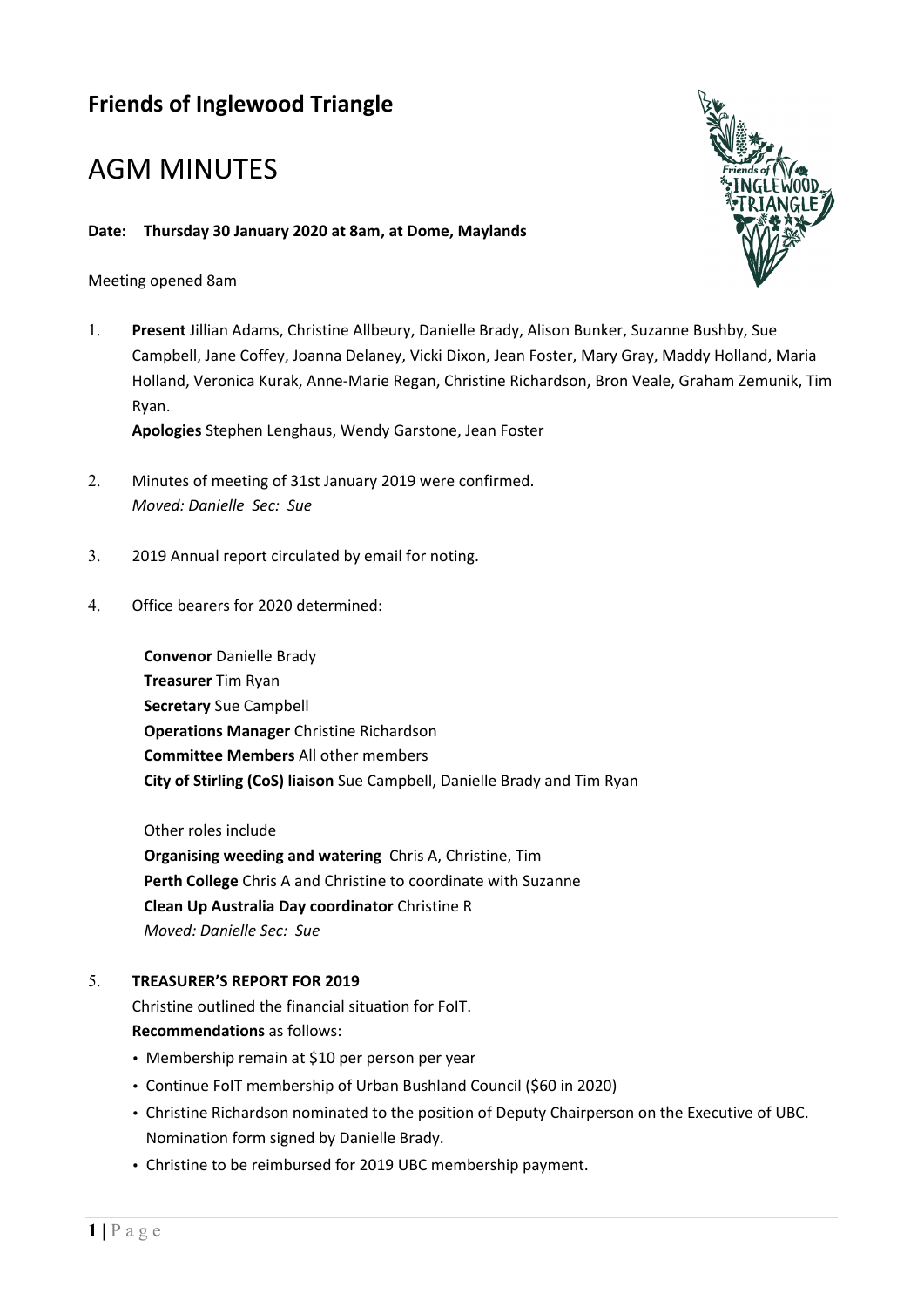## Friends of Inglewood Triangle

# AGM MINUTES

**Date: Thursday 30 January 2020 at 8am, at Dome, Maylands**

Meeting opened 8am

1. **Present** Jillian Adams, Christine Allbeury, Danielle Brady, Alison Bunker, Suzanne Bushby, Sue Campbell, Jane Coffey, Joanna Delaney, Vicki Dixon, Jean Foster, Mary Gray, Maddy Holland, Maria Holland, Veronica Kurak, Anne-Marie Regan, Christine Richardson, Bron Veale, Graham Zemunik, Tim Ryan.
   **Apologies** Stephen Lenghaus, Wendy Garstone, Jean Foster

2. Minutes of meeting of 31st January 2019 were confirmed.
   *Moved: Danielle Sec: Sue*

3. 2019 Annual report circulated by email for noting.

4. Office bearers for 2020 determined:

   **Convenor** Danielle Brady
   **Treasurer** Tim Ryan
   **Secretary** Sue Campbell
   **Operations Manager** Christine Richardson
   **Committee Members** All other members
   **City of Stirling (CoS) liaison** Sue Campbell, Danielle Brady and Tim Ryan

   Other roles include
   **Organising weeding and watering** Chris A, Christine, Tim
   **Perth College** Chris A and Christine to coordinate with Suzanne
   **Clean Up Australia Day coordinator** Christine R
   *Moved: Danielle Sec: Sue*

5. **TREASURER'S REPORT FOR 2019**
   Christine outlined the financial situation for FoIT.
   **Recommendations** as follows:
   - Membership remain at $10 per person per year
   - Continue FoIT membership of Urban Bushland Council ($60 in 2020)
   - Christine Richardson nominated to the position of Deputy Chairperson on the Executive of UBC. Nomination form signed by Danielle Brady.
   - Christine to be reimbursed for 2019 UBC membership payment.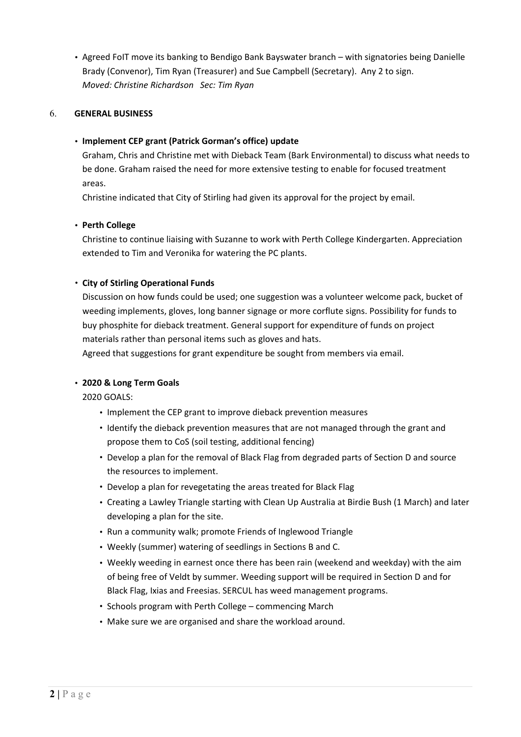- Agreed FoIT move its banking to Bendigo Bank Bayswater branch – with signatories being Danielle Brady (Convenor), Tim Ryan (Treasurer) and Sue Campbell (Secretary). Any 2 to sign.
  *Moved: Christine Richardson Sec: Tim Ryan*

6. **GENERAL BUSINESS**

- **Implement CEP grant (Patrick Gorman's office) update**
  Graham, Chris and Christine met with Dieback Team (Bark Environmental) to discuss what needs to be done. Graham raised the need for more extensive testing to enable for focused treatment areas.
  Christine indicated that City of Stirling had given its approval for the project by email.

- **Perth College**
  Christine to continue liaising with Suzanne to work with Perth College Kindergarten. Appreciation extended to Tim and Veronika for watering the PC plants.

- **City of Stirling Operational Funds**
  Discussion on how funds could be used; one suggestion was a volunteer welcome pack, bucket of weeding implements, gloves, long banner signage or more corflute signs. Possibility for funds to buy phosphite for dieback treatment. General support for expenditure of funds on project materials rather than personal items such as gloves and hats.
  Agreed that suggestions for grant expenditure be sought from members via email.

- **2020 & Long Term Goals**
  2020 GOALS:
  - Implement the CEP grant to improve dieback prevention measures
  - Identify the dieback prevention measures that are not managed through the grant and propose them to CoS (soil testing, additional fencing)
  - Develop a plan for the removal of Black Flag from degraded parts of Section D and source the resources to implement.
  - Develop a plan for revegetating the areas treated for Black Flag
  - Creating a Lawley Triangle starting with Clean Up Australia at Birdie Bush (1 March) and later developing a plan for the site.
  - Run a community walk; promote Friends of Inglewood Triangle
  - Weekly (summer) watering of seedlings in Sections B and C.
  - Weekly weeding in earnest once there has been rain (weekend and weekday) with the aim of being free of Veldt by summer. Weeding support will be required in Section D and for Black Flag, Ixias and Freesias. SERCUL has weed management programs.
  - Schools program with Perth College – commencing March
  - Make sure we are organised and share the workload around.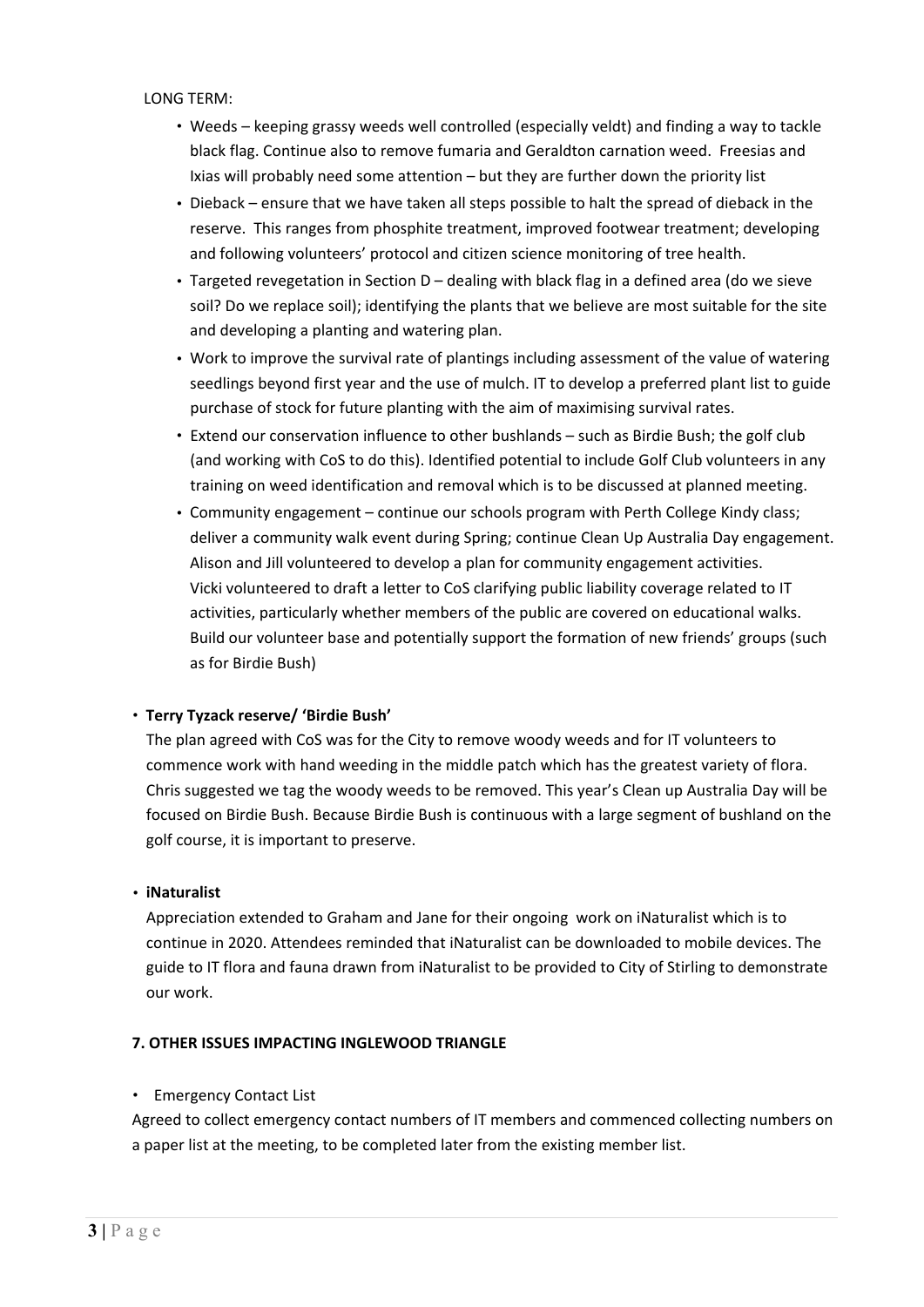LONG TERM:

- Weeds – keeping grassy weeds well controlled (especially veldt) and finding a way to tackle black flag. Continue also to remove fumaria and Geraldton carnation weed. Freesias and Ixias will probably need some attention – but they are further down the priority list
- Dieback – ensure that we have taken all steps possible to halt the spread of dieback in the reserve. This ranges from phosphite treatment, improved footwear treatment; developing and following volunteers' protocol and citizen science monitoring of tree health.
- Targeted revegetation in Section D – dealing with black flag in a defined area (do we sieve soil? Do we replace soil); identifying the plants that we believe are most suitable for the site and developing a planting and watering plan.
- Work to improve the survival rate of plantings including assessment of the value of watering seedlings beyond first year and the use of mulch. IT to develop a preferred plant list to guide purchase of stock for future planting with the aim of maximising survival rates.
- Extend our conservation influence to other bushlands – such as Birdie Bush; the golf club (and working with CoS to do this). Identified potential to include Golf Club volunteers in any training on weed identification and removal which is to be discussed at planned meeting.
- Community engagement – continue our schools program with Perth College Kindy class; deliver a community walk event during Spring; continue Clean Up Australia Day engagement. Alison and Jill volunteered to develop a plan for community engagement activities. Vicki volunteered to draft a letter to CoS clarifying public liability coverage related to IT activities, particularly whether members of the public are covered on educational walks. Build our volunteer base and potentially support the formation of new friends' groups (such as for Birdie Bush)

- **Terry Tyzack reserve/ 'Birdie Bush'**

  The plan agreed with CoS was for the City to remove woody weeds and for IT volunteers to commence work with hand weeding in the middle patch which has the greatest variety of flora. Chris suggested we tag the woody weeds to be removed. This year's Clean up Australia Day will be focused on Birdie Bush. Because Birdie Bush is continuous with a large segment of bushland on the golf course, it is important to preserve.

- **iNaturalist**

  Appreciation extended to Graham and Jane for their ongoing work on iNaturalist which is to continue in 2020. Attendees reminded that iNaturalist can be downloaded to mobile devices. The guide to IT flora and fauna drawn from iNaturalist to be provided to City of Stirling to demonstrate our work.

## 7. OTHER ISSUES IMPACTING INGLEWOOD TRIANGLE

- Emergency Contact List

Agreed to collect emergency contact numbers of IT members and commenced collecting numbers on a paper list at the meeting, to be completed later from the existing member list.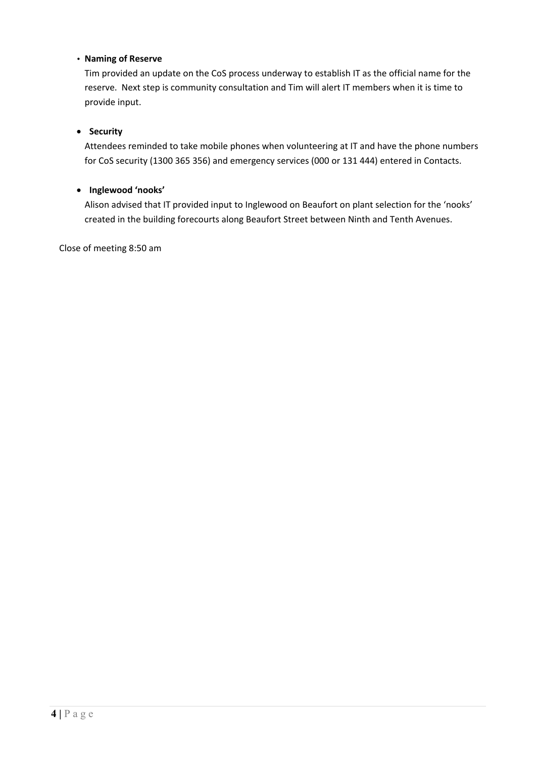- **Naming of Reserve**

  Tim provided an update on the CoS process underway to establish IT as the official name for the reserve. Next step is community consultation and Tim will alert IT members when it is time to provide input.

- **Security**

  Attendees reminded to take mobile phones when volunteering at IT and have the phone numbers for CoS security (1300 365 356) and emergency services (000 or 131 444) entered in Contacts.

- **Inglewood 'nooks'**

  Alison advised that IT provided input to Inglewood on Beaufort on plant selection for the 'nooks' created in the building forecourts along Beaufort Street between Ninth and Tenth Avenues.

Close of meeting 8:50 am